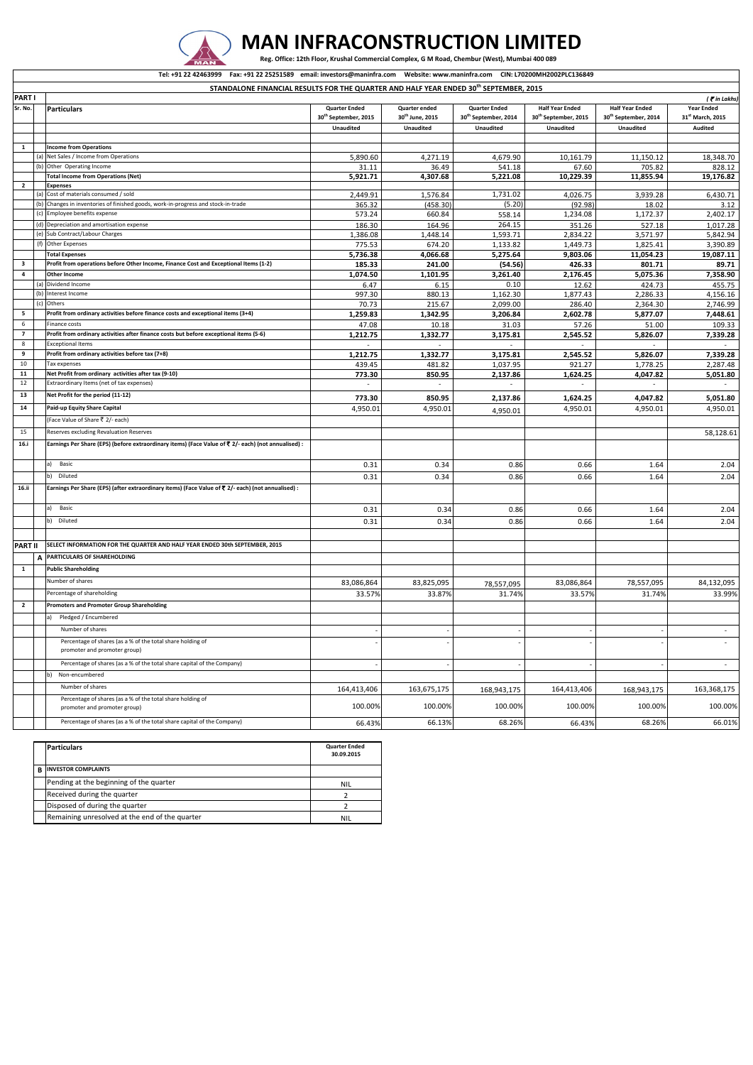# MAN INFRACONSTRUCTION LIMITED

**Reg. Office: 12th Floor, Krushal Commercial Complex, G M Road, Chembur (West), Mumbai 400 089**

**Tel: +91 22 42463999 Fax: +91 22 25251589 email: investors@maninfra.com Website: www.maninfra.com CIN: L70200MH2002PLC136849**

## STANDALONE FINANCIAL RESULTS FOR THE QUARTER AND HALF YEAR ENDED 30th SEPTEMBER, 2015

**PART I** (₹ in Lakhs)

| Sr. No. | | Particulars | Quarter Ended 30th September, 2015 | Quarter ended 30th June, 2015 | Quarter Ended 30th September, 2014 | Half Year Ended 30th September, 2015 | Half Year Ended 30th September, 2014 | Year Ended 31st March, 2015 |
|---|---|---|---|---|---|---|---|---|
| | | | Unaudited | Unaudited | Unaudited | Unaudited | Unaudited | Audited |
| 1 | | **Income from Operations** | | | | | | |
| | (a) | Net Sales / Income from Operations | 5,890.60 | 4,271.19 | 4,679.90 | 10,161.79 | 11,150.12 | 18,348.70 |
| | (b) | Other Operating Income | 31.11 | 36.49 | 541.18 | 67.60 | 705.82 | 828.12 |
| | | **Total Income from Operations (Net)** | **5,921.71** | **4,307.68** | **5,221.08** | **10,229.39** | **11,855.94** | **19,176.82** |
| 2 | | **Expenses** | | | | | | |
| | (a) | Cost of materials consumed / sold | 2,449.91 | 1,576.84 | 1,731.02 | 4,026.75 | 3,939.28 | 6,430.71 |
| | (b) | Changes in inventories of finished goods, work-in-progress and stock-in-trade | 365.32 | (458.30) | (5.20) | (92.98) | 18.02 | 3.12 |
| | (c) | Employee benefits expense | 573.24 | 660.84 | 558.14 | 1,234.08 | 1,172.37 | 2,402.17 |
| | (d) | Depreciation and amortisation expense | 186.30 | 164.96 | 264.15 | 351.26 | 527.18 | 1,017.28 |
| | (e) | Sub Contract/Labour Charges | 1,386.08 | 1,448.14 | 1,593.71 | 2,834.22 | 3,571.97 | 5,842.94 |
| | (f) | Other Expenses | 775.53 | 674.20 | 1,133.82 | 1,449.73 | 1,825.41 | 3,390.89 |
| | | **Total Expenses** | **5,736.38** | **4,066.68** | **5,275.64** | **9,803.06** | **11,054.23** | **19,087.11** |
| 3 | | **Profit from operations before Other Income, Finance Cost and Exceptional Items (1-2)** | **185.33** | **241.00** | **(54.56)** | **426.33** | **801.71** | **89.71** |
| 4 | | **Other Income** | **1,074.50** | **1,101.95** | **3,261.40** | **2,176.45** | **5,075.36** | **7,358.90** |
| | (a) | Dividend Income | 6.47 | 6.15 | 0.10 | 12.62 | 424.73 | 455.75 |
| | (b) | Interest Income | 997.30 | 880.13 | 1,162.30 | 1,877.43 | 2,286.33 | 4,156.16 |
| | (c) | Others | 70.73 | 215.67 | 2,099.00 | 286.40 | 2,364.30 | 2,746.99 |
| 5 | | **Profit from ordinary activities before finance costs and exceptional items (3+4)** | **1,259.83** | **1,342.95** | **3,206.84** | **2,602.78** | **5,877.07** | **7,448.61** |
| 6 | | Finance costs | 47.08 | 10.18 | 31.03 | 57.26 | 51.00 | 109.33 |
| 7 | | **Profit from ordinary activities after finance costs but before exceptional items (5-6)** | **1,212.75** | **1,332.77** | **3,175.81** | **2,545.52** | **5,826.07** | **7,339.28** |
| 8 | | Exceptional Items | - | - | - | - | - | - |
| 9 | | **Profit from ordinary activities before tax (7+8)** | **1,212.75** | **1,332.77** | **3,175.81** | **2,545.52** | **5,826.07** | **7,339.28** |
| 10 | | Tax expenses | 439.45 | 481.82 | 1,037.95 | 921.27 | 1,778.25 | 2,287.48 |
| 11 | | **Net Profit from ordinary activities after tax (9-10)** | **773.30** | **850.95** | **2,137.86** | **1,624.25** | **4,047.82** | **5,051.80** |
| 12 | | Extraordinary Items (net of tax expenses) | - | - | - | - | - | - |
| 13 | | **Net Profit for the period (11-12)** | **773.30** | **850.95** | **2,137.86** | **1,624.25** | **4,047.82** | **5,051.80** |
| 14 | | **Paid-up Equity Share Capital** | 4,950.01 | 4,950.01 | 4,950.01 | 4,950.01 | 4,950.01 | 4,950.01 |
| | | (Face Value of Share ₹ 2/- each) | | | | | | |
| 15 | | Reserves excluding Revaluation Reserves | | | | | | 58,128.61 |
| 16.i | | **Earnings Per Share (EPS) (before extraordinary items) (Face Value of ₹ 2/- each) (not annualised) :** | | | | | | |
| | | a) Basic | 0.31 | 0.34 | 0.86 | 0.66 | 1.64 | 2.04 |
| | | b) Diluted | 0.31 | 0.34 | 0.86 | 0.66 | 1.64 | 2.04 |
| 16.ii | | **Earnings Per Share (EPS) (after extraordinary items) (Face Value of ₹ 2/- each) (not annualised) :** | | | | | | |
| | | a) Basic | 0.31 | 0.34 | 0.86 | 0.66 | 1.64 | 2.04 |
| | | b) Diluted | 0.31 | 0.34 | 0.86 | 0.66 | 1.64 | 2.04 |
| **PART II** | | **SELECT INFORMATION FOR THE QUARTER AND HALF YEAR ENDED 30th SEPTEMBER, 2015** | | | | | | |
| | A | **PARTICULARS OF SHAREHOLDING** | | | | | | |
| 1 | | **Public Shareholding** | | | | | | |
| | | Number of shares | 83,086,864 | 83,825,095 | 78,557,095 | 83,086,864 | 78,557,095 | 84,132,095 |
| | | Percentage of shareholding | 33.57% | 33.87% | 31.74% | 33.57% | 31.74% | 33.99% |
| 2 | | **Promoters and Promoter Group Shareholding** | | | | | | |
| | | a) Pledged / Encumbered | | | | | | |
| | | Number of shares | - | - | - | - | - | - |
| | | Percentage of shares (as a % of the total share holding of promoter and promoter group) | - | - | - | - | - | - |
| | | Percentage of shares (as a % of the total share capital of the Company) | - | - | - | - | - | - |
| | | b) Non-encumbered | | | | | | |
| | | Number of shares | 164,413,406 | 163,675,175 | 168,943,175 | 164,413,406 | 168,943,175 | 163,368,175 |
| | | Percentage of shares (as a % of the total share holding of promoter and promoter group) | 100.00% | 100.00% | 100.00% | 100.00% | 100.00% | 100.00% |
| | | Percentage of shares (as a % of the total share capital of the Company) | 66.43% | 66.13% | 68.26% | 66.43% | 68.26% | 66.01% |

| | Particulars | Quarter Ended 30.09.2015 |
|---|---|---|
| B | **INVESTOR COMPLAINTS** | |
| | Pending at the beginning of the quarter | NIL |
| | Received during the quarter | 2 |
| | Disposed of during the quarter | 2 |
| | Remaining unresolved at the end of the quarter | NIL |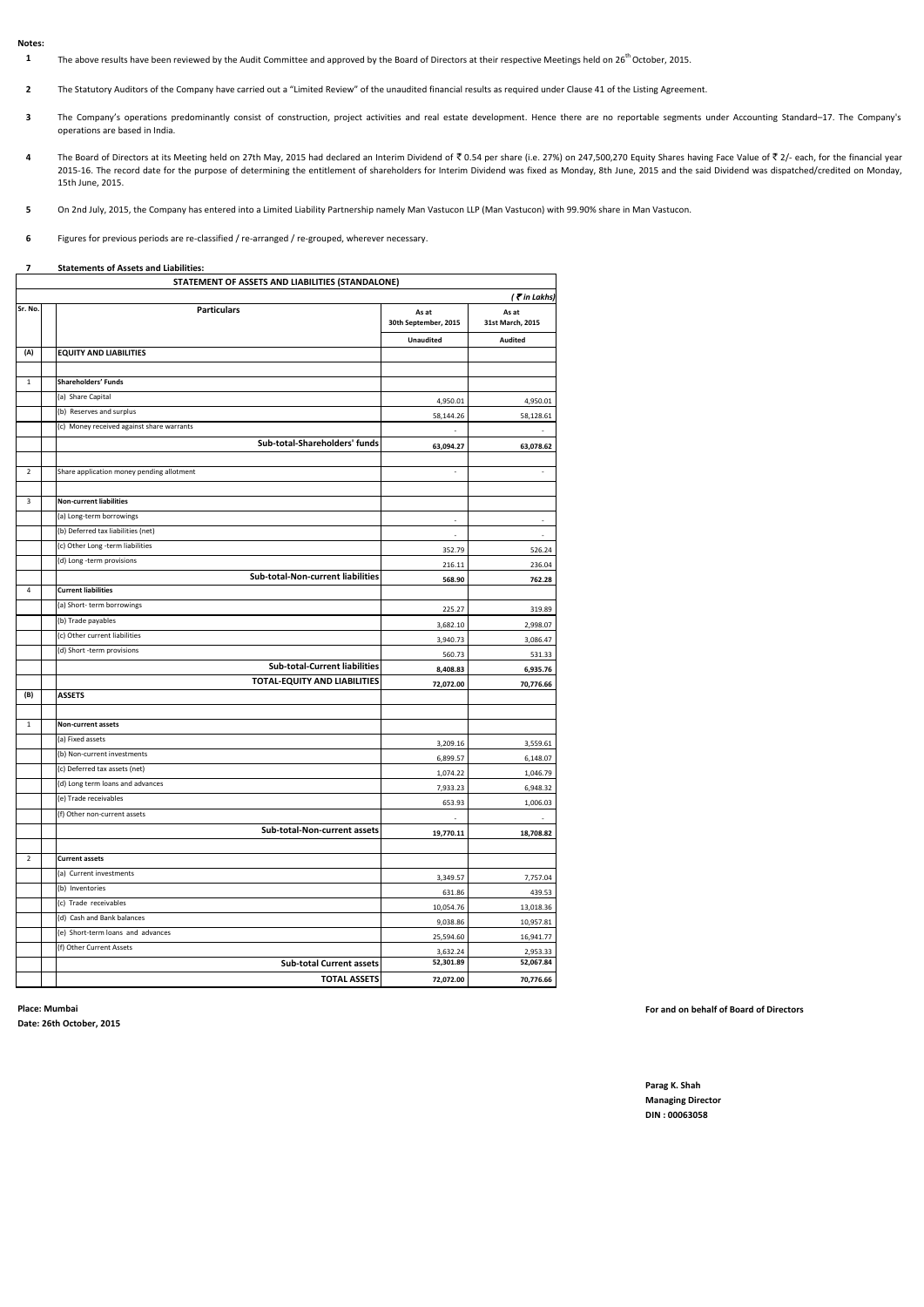**Notes:**

1. The above results have been reviewed by the Audit Committee and approved by the Board of Directors at their respective Meetings held on 26th October, 2015.

2. The Statutory Auditors of the Company have carried out a "Limited Review" of the unaudited financial results as required under Clause 41 of the Listing Agreement.

3. The Company's operations predominantly consist of construction, project activities and real estate development. Hence there are no reportable segments under Accounting Standard–17. The Company's operations are based in India.

4. The Board of Directors at its Meeting held on 27th May, 2015 had declared an Interim Dividend of ₹ 0.54 per share (i.e. 27%) on 247,500,270 Equity Shares having Face Value of ₹ 2/- each, for the financial year 2015-16. The record date for the purpose of determining the entitlement of shareholders for Interim Dividend was fixed as Monday, 8th June, 2015 and the said Dividend was dispatched/credited on Monday, 15th June, 2015.

5. On 2nd July, 2015, the Company has entered into a Limited Liability Partnership namely Man Vastucon LLP (Man Vastucon) with 99.90% share in Man Vastucon.

6. Figures for previous periods are re-classified / re-arranged / re-grouped, wherever necessary.

7. **Statements of Assets and Liabilities:**

**STATEMENT OF ASSETS AND LIABILITIES (STANDALONE)**

*(₹ in Lakhs)*

| Sr. No. | | Particulars | As at 30th September, 2015 | As at 31st March, 2015 |
|---|---|---|---|---|
| | | | **Unaudited** | **Audited** |
| **(A)** | | **EQUITY AND LIABILITIES** | | |
| 1 | | **Shareholders' Funds** | | |
| | | (a) Share Capital | 4,950.01 | 4,950.01 |
| | | (b) Reserves and surplus | 58,144.26 | 58,128.61 |
| | | (c) Money received against share warrants | - | - |
| | | **Sub-total-Shareholders' funds** | **63,094.27** | **63,078.62** |
| 2 | | Share application money pending allotment | - | - |
| 3 | | **Non-current liabilities** | | |
| | | (a) Long-term borrowings | - | - |
| | | (b) Deferred tax liabilities (net) | - | - |
| | | (c) Other Long -term liabilities | 352.79 | 526.24 |
| | | (d) Long -term provisions | 216.11 | 236.04 |
| | | **Sub-total-Non-current liabilities** | **568.90** | **762.28** |
| 4 | | **Current liabilities** | | |
| | | (a) Short- term borrowings | 225.27 | 319.89 |
| | | (b) Trade payables | 3,682.10 | 2,998.07 |
| | | (c) Other current liabilities | 3,940.73 | 3,086.47 |
| | | (d) Short -term provisions | 560.73 | 531.33 |
| | | **Sub-total-Current liabilities** | **8,408.83** | **6,935.76** |
| | | **TOTAL-EQUITY AND LIABILITIES** | **72,072.00** | **70,776.66** |
| **(B)** | | **ASSETS** | | |
| 1 | | **Non-current assets** | | |
| | | (a) Fixed assets | 3,209.16 | 3,559.61 |
| | | (b) Non-current investments | 6,899.57 | 6,148.07 |
| | | (c) Deferred tax assets (net) | 1,074.22 | 1,046.79 |
| | | (d) Long term loans and advances | 7,933.23 | 6,948.32 |
| | | (e) Trade receivables | 653.93 | 1,006.03 |
| | | (f) Other non-current assets | - | - |
| | | **Sub-total-Non-current assets** | **19,770.11** | **18,708.82** |
| 2 | | **Current assets** | | |
| | | (a) Current investments | 3,349.57 | 7,757.04 |
| | | (b) Inventories | 631.86 | 439.53 |
| | | (c) Trade receivables | 10,054.76 | 13,018.36 |
| | | (d) Cash and Bank balances | 9,038.86 | 10,957.81 |
| | | (e) Short-term loans and advances | 25,594.60 | 16,941.77 |
| | | (f) Other Current Assets | 3,632.24 | 2,953.33 |
| | | **Sub-total Current assets** | **52,301.89** | **52,067.84** |
| | | **TOTAL ASSETS** | **72,072.00** | **70,776.66** |

**Place: Mumbai**
**Date: 26th October, 2015**

**For and on behalf of Board of Directors**

**Parag K. Shah**
**Managing Director**
**DIN : 00063058**